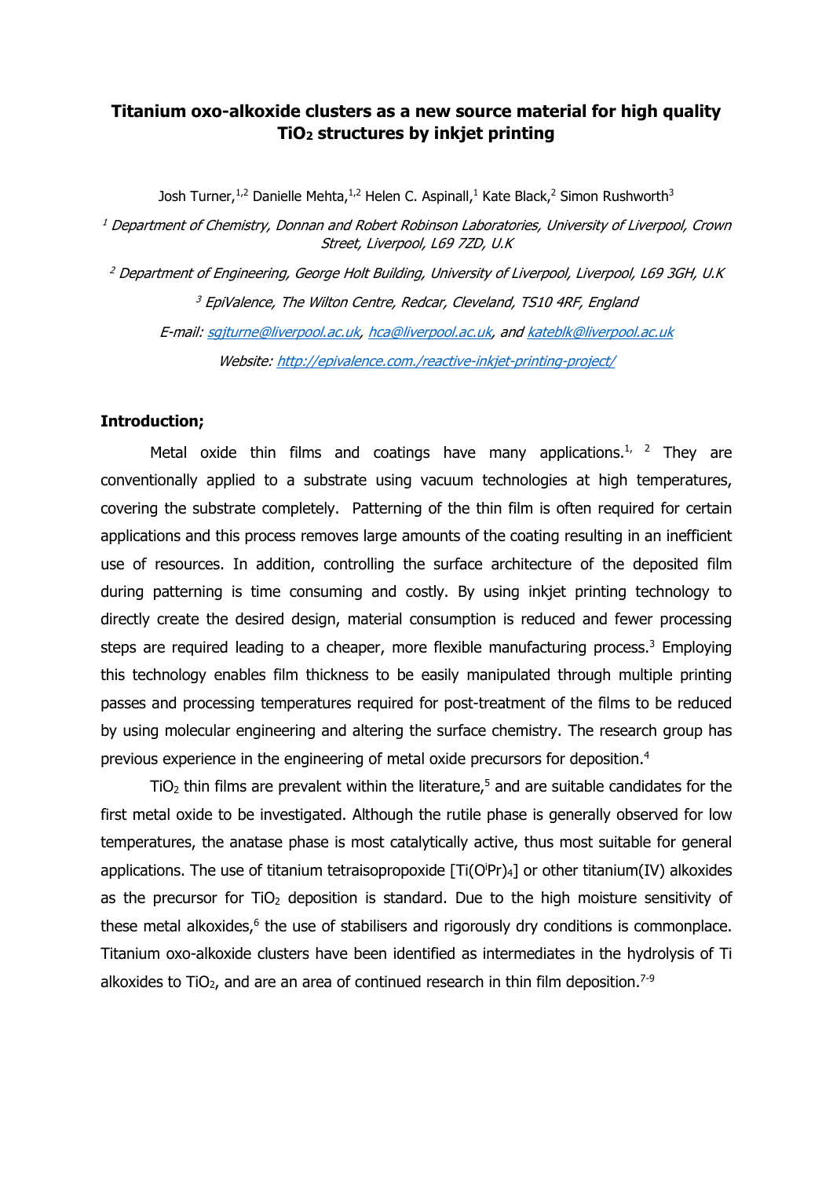# Titanium oxo-alkoxide clusters as a new source material for high quality $TiO_2$ structures by inkjet printing

Josh Turner,[1,2] Danielle Mehta,[1,2] Helen C. Aspinall,[1] Kate Black,[2] Simon Rushworth[3]

[1] *Department of Chemistry, Donnan and Robert Robinson Laboratories, University of Liverpool, Crown Street, Liverpool, L69 7ZD, U.K*

[2] *Department of Engineering, George Holt Building, University of Liverpool, Liverpool, L69 3GH, U.K*

[3] *EpiValence, The Wilton Centre, Redcar, Cleveland, TS10 4RF, England*

*E-mail: sgjturne@liverpool.ac.uk, hca@liverpool.ac.uk, and kateblk@liverpool.ac.uk*

*Website: http://epivalence.com./reactive-inkjet-printing-project/*

## Introduction;

Metal oxide thin films and coatings have many applications.[1, 2] They are conventionally applied to a substrate using vacuum technologies at high temperatures, covering the substrate completely. Patterning of the thin film is often required for certain applications and this process removes large amounts of the coating resulting in an inefficient use of resources. In addition, controlling the surface architecture of the deposited film during patterning is time consuming and costly. By using inkjet printing technology to directly create the desired design, material consumption is reduced and fewer processing steps are required leading to a cheaper, more flexible manufacturing process.[3] Employing this technology enables film thickness to be easily manipulated through multiple printing passes and processing temperatures required for post-treatment of the films to be reduced by using molecular engineering and altering the surface chemistry. The research group has previous experience in the engineering of metal oxide precursors for deposition.[4]

$TiO_2$ thin films are prevalent within the literature,[5] and are suitable candidates for the first metal oxide to be investigated. Although the rutile phase is generally observed for low temperatures, the anatase phase is most catalytically active, thus most suitable for general applications. The use of titanium tetraisopropoxide [$Ti(O^iPr)_4$] or other titanium(IV) alkoxides as the precursor for $TiO_2$ deposition is standard. Due to the high moisture sensitivity of these metal alkoxides,[6] the use of stabilisers and rigorously dry conditions is commonplace. Titanium oxo-alkoxide clusters have been identified as intermediates in the hydrolysis of Ti alkoxides to $TiO_2$, and are an area of continued research in thin film deposition.[7-9]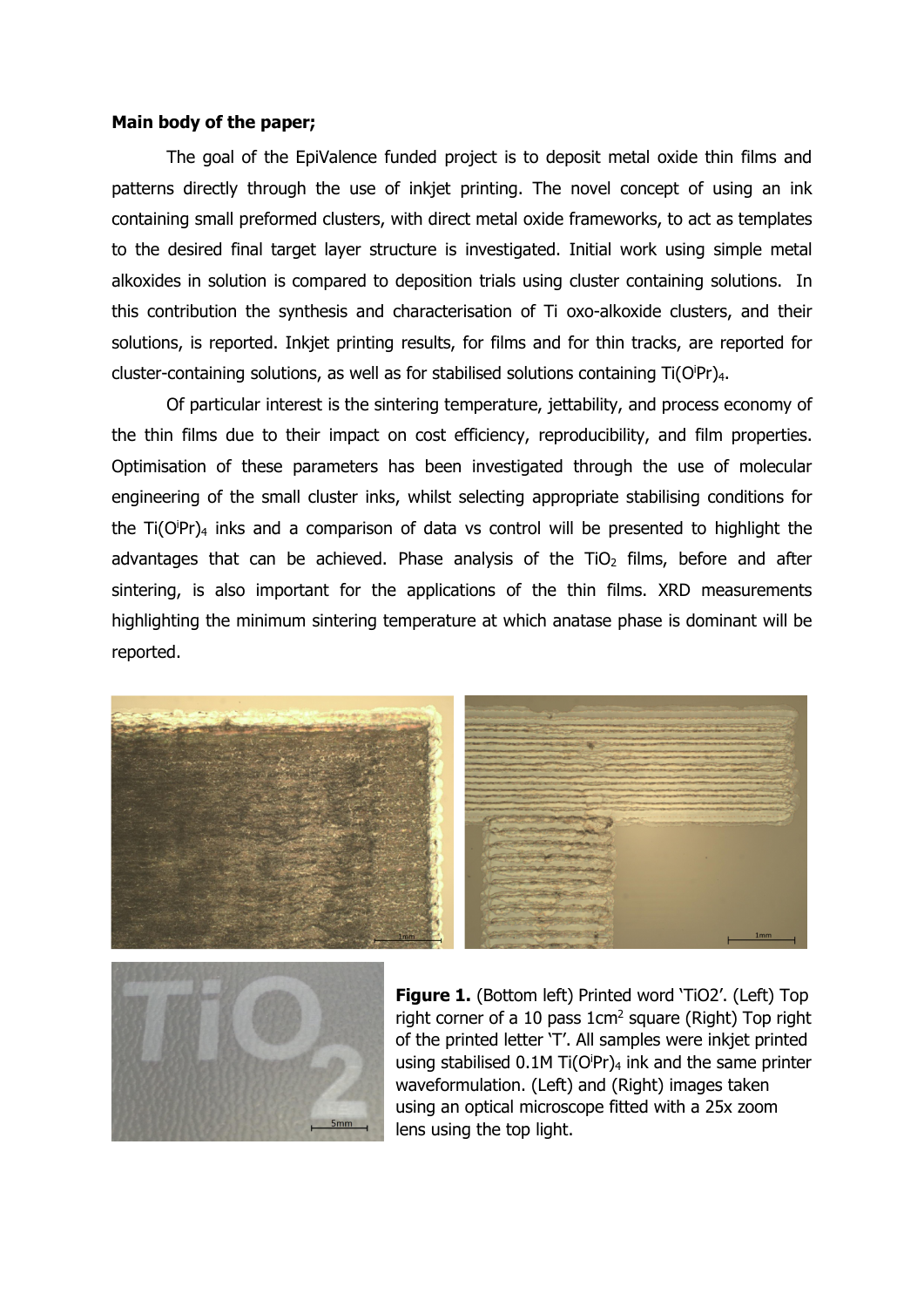**Main body of the paper;**

The goal of the EpiValence funded project is to deposit metal oxide thin films and patterns directly through the use of inkjet printing. The novel concept of using an ink containing small preformed clusters, with direct metal oxide frameworks, to act as templates to the desired final target layer structure is investigated. Initial work using simple metal alkoxides in solution is compared to deposition trials using cluster containing solutions. In this contribution the synthesis and characterisation of Ti oxo-alkoxide clusters, and their solutions, is reported. Inkjet printing results, for films and for thin tracks, are reported for cluster-containing solutions, as well as for stabilised solutions containing $Ti(O^iPr)_4$.

Of particular interest is the sintering temperature, jettability, and process economy of the thin films due to their impact on cost efficiency, reproducibility, and film properties. Optimisation of these parameters has been investigated through the use of molecular engineering of the small cluster inks, whilst selecting appropriate stabilising conditions for the $Ti(O^iPr)_4$ inks and a comparison of data vs control will be presented to highlight the advantages that can be achieved. Phase analysis of the $TiO_2$ films, before and after sintering, is also important for the applications of the thin films. XRD measurements highlighting the minimum sintering temperature at which anatase phase is dominant will be reported.

**Figure 1.** (Bottom left) Printed word 'TiO2'. (Left) Top right corner of a 10 pass 1cm$^2$ square (Right) Top right of the printed letter 'T'. All samples were inkjet printed using stabilised 0.1M $Ti(O^iPr)_4$ ink and the same printer waveformulation. (Left) and (Right) images taken using an optical microscope fitted with a 25x zoom lens using the top light.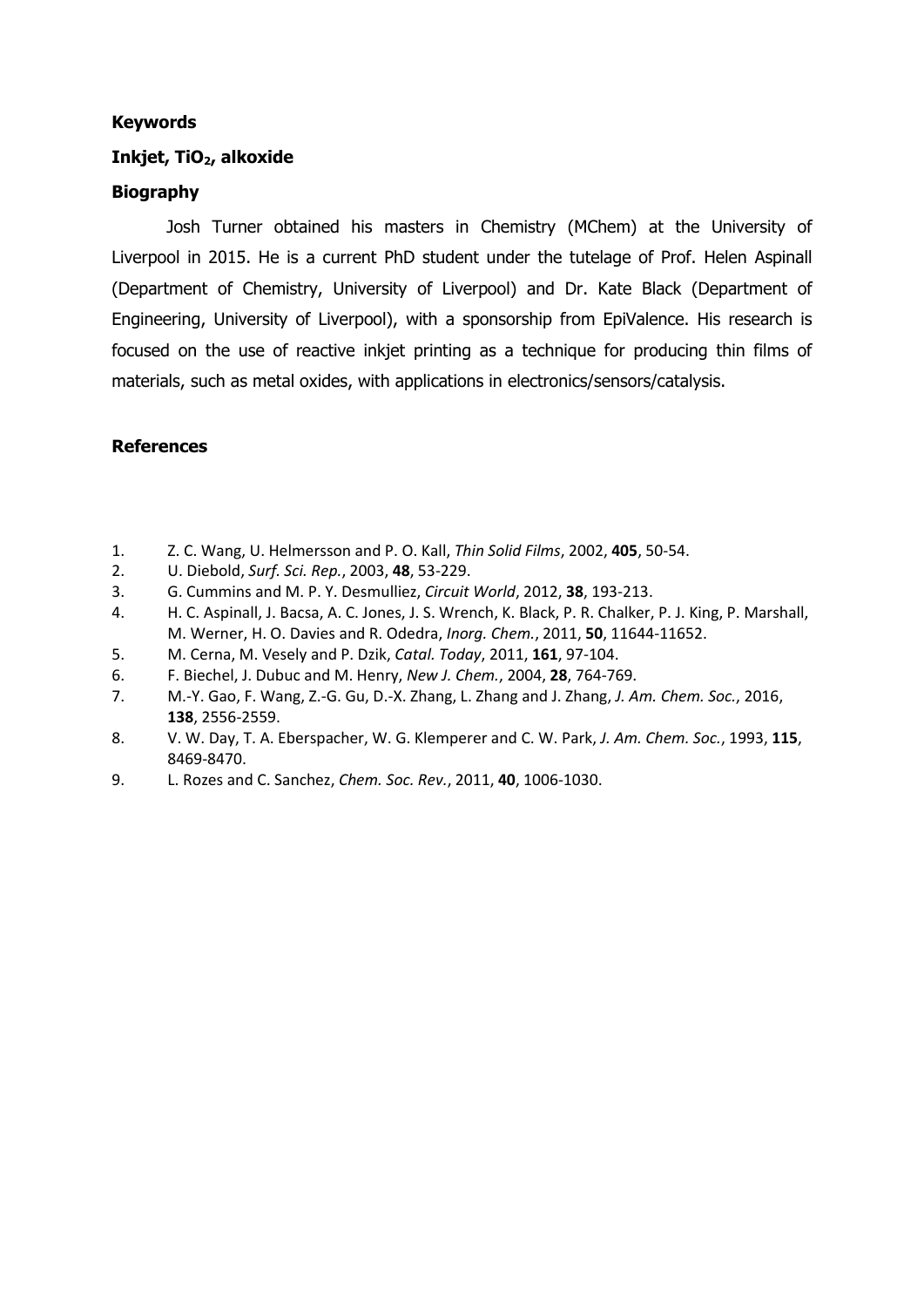**Keywords**

**Inkjet, $TiO_2$, alkoxide**

**Biography**

Josh Turner obtained his masters in Chemistry (MChem) at the University of Liverpool in 2015. He is a current PhD student under the tutelage of Prof. Helen Aspinall (Department of Chemistry, University of Liverpool) and Dr. Kate Black (Department of Engineering, University of Liverpool), with a sponsorship from EpiValence. His research is focused on the use of reactive inkjet printing as a technique for producing thin films of materials, such as metal oxides, with applications in electronics/sensors/catalysis.

**References**

1. Z. C. Wang, U. Helmersson and P. O. Kall, *Thin Solid Films*, 2002, **405**, 50-54.
2. U. Diebold, *Surf. Sci. Rep.*, 2003, **48**, 53-229.
3. G. Cummins and M. P. Y. Desmulliez, *Circuit World*, 2012, **38**, 193-213.
4. H. C. Aspinall, J. Bacsa, A. C. Jones, J. S. Wrench, K. Black, P. R. Chalker, P. J. King, P. Marshall, M. Werner, H. O. Davies and R. Odedra, *Inorg. Chem.*, 2011, **50**, 11644-11652.
5. M. Cerna, M. Vesely and P. Dzik, *Catal. Today*, 2011, **161**, 97-104.
6. F. Biechel, J. Dubuc and M. Henry, *New J. Chem.*, 2004, **28**, 764-769.
7. M.-Y. Gao, F. Wang, Z.-G. Gu, D.-X. Zhang, L. Zhang and J. Zhang, *J. Am. Chem. Soc.*, 2016, **138**, 2556-2559.
8. V. W. Day, T. A. Eberspacher, W. G. Klemperer and C. W. Park, *J. Am. Chem. Soc.*, 1993, **115**, 8469-8470.
9. L. Rozes and C. Sanchez, *Chem. Soc. Rev.*, 2011, **40**, 1006-1030.